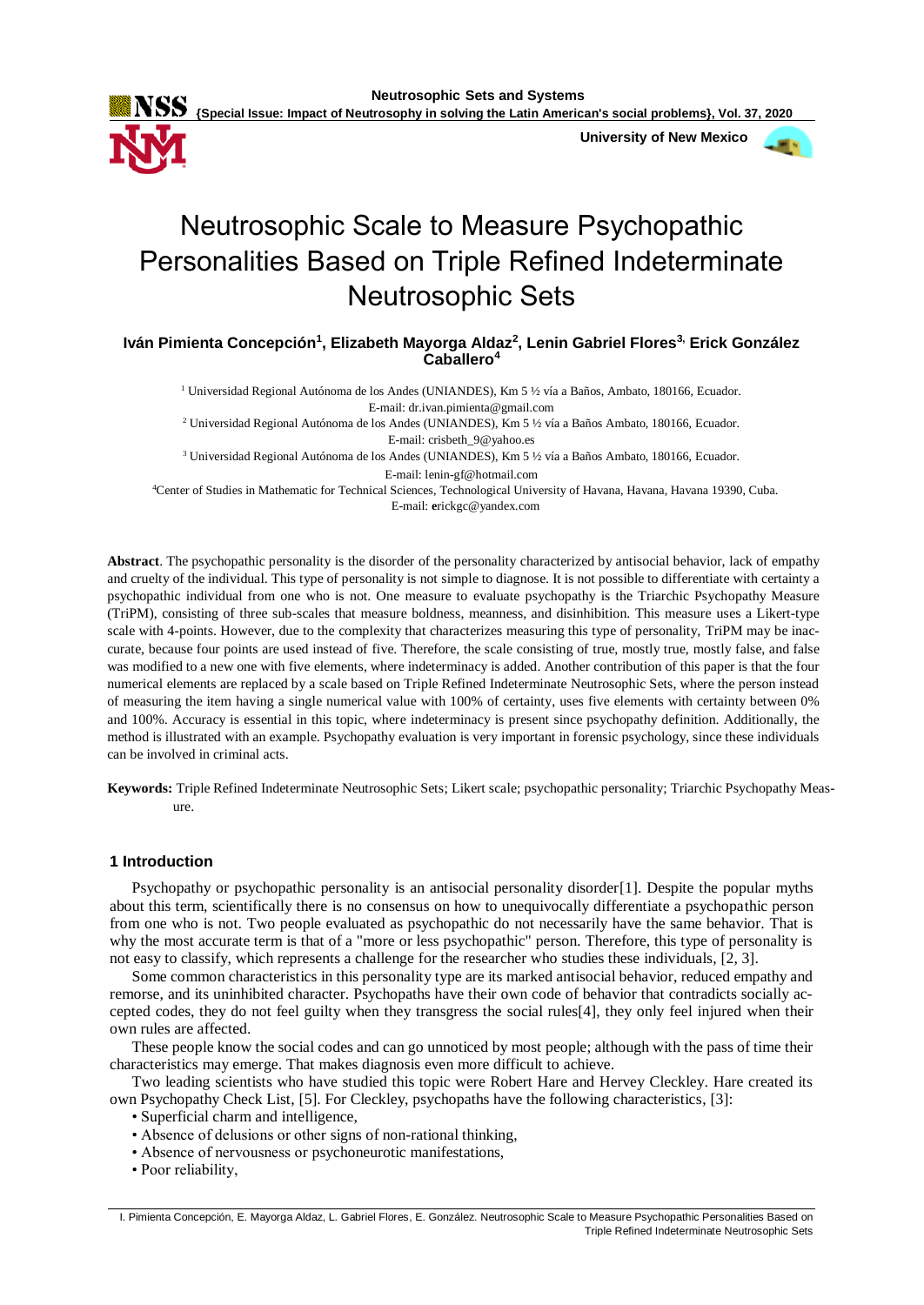# Neutrosophic Scale to Measure Psychopathic Personalities Based on Triple Refined Indeterminate Neutrosophic Sets

**Iván Pimienta Concepción[1], Elizabeth Mayorga Aldaz[2], Lenin Gabriel Flores[3], Erick González Caballero[4]**

[1] Universidad Regional Autónoma de los Andes (UNIANDES), Km 5 ½ vía a Baños, Ambato, 180166, Ecuador. E-mail: dr.ivan.pimienta@gmail.com

[2] Universidad Regional Autónoma de los Andes (UNIANDES), Km 5 ½ vía a Baños Ambato, 180166, Ecuador. E-mail: crisbeth_9@yahoo.es

[3] Universidad Regional Autónoma de los Andes (UNIANDES), Km 5 ½ vía a Baños Ambato, 180166, Ecuador. E-mail: lenin-gf@hotmail.com

[4]Center of Studies in Mathematic for Technical Sciences, Technological University of Havana, Havana, Havana 19390, Cuba. E-mail: **e**rickgc@yandex.com

**Abstract**. The psychopathic personality is the disorder of the personality characterized by antisocial behavior, lack of empathy and cruelty of the individual. This type of personality is not simple to diagnose. It is not possible to differentiate with certainty a psychopathic individual from one who is not. One measure to evaluate psychopathy is the Triarchic Psychopathy Measure (TriPM), consisting of three sub-scales that measure boldness, meanness, and disinhibition. This measure uses a Likert-type scale with 4-points. However, due to the complexity that characterizes measuring this type of personality, TriPM may be inaccurate, because four points are used instead of five. Therefore, the scale consisting of true, mostly true, mostly false, and false was modified to a new one with five elements, where indeterminacy is added. Another contribution of this paper is that the four numerical elements are replaced by a scale based on Triple Refined Indeterminate Neutrosophic Sets, where the person instead of measuring the item having a single numerical value with 100% of certainty, uses five elements with certainty between 0% and 100%. Accuracy is essential in this topic, where indeterminacy is present since psychopathy definition. Additionally, the method is illustrated with an example. Psychopathy evaluation is very important in forensic psychology, since these individuals can be involved in criminal acts.

**Keywords:** Triple Refined Indeterminate Neutrosophic Sets; Likert scale; psychopathic personality; Triarchic Psychopathy Measure.

## 1 Introduction

Psychopathy or psychopathic personality is an antisocial personality disorder[1]. Despite the popular myths about this term, scientifically there is no consensus on how to unequivocally differentiate a psychopathic person from one who is not. Two people evaluated as psychopathic do not necessarily have the same behavior. That is why the most accurate term is that of a "more or less psychopathic" person. Therefore, this type of personality is not easy to classify, which represents a challenge for the researcher who studies these individuals, [2, 3].

Some common characteristics in this personality type are its marked antisocial behavior, reduced empathy and remorse, and its uninhibited character. Psychopaths have their own code of behavior that contradicts socially accepted codes, they do not feel guilty when they transgress the social rules[4], they only feel injured when their own rules are affected.

These people know the social codes and can go unnoticed by most people; although with the pass of time their characteristics may emerge. That makes diagnosis even more difficult to achieve.

Two leading scientists who have studied this topic were Robert Hare and Hervey Cleckley. Hare created its own Psychopathy Check List, [5]. For Cleckley, psychopaths have the following characteristics, [3]:

- Superficial charm and intelligence,
- Absence of delusions or other signs of non-rational thinking,
- Absence of nervousness or psychoneurotic manifestations,
- Poor reliability,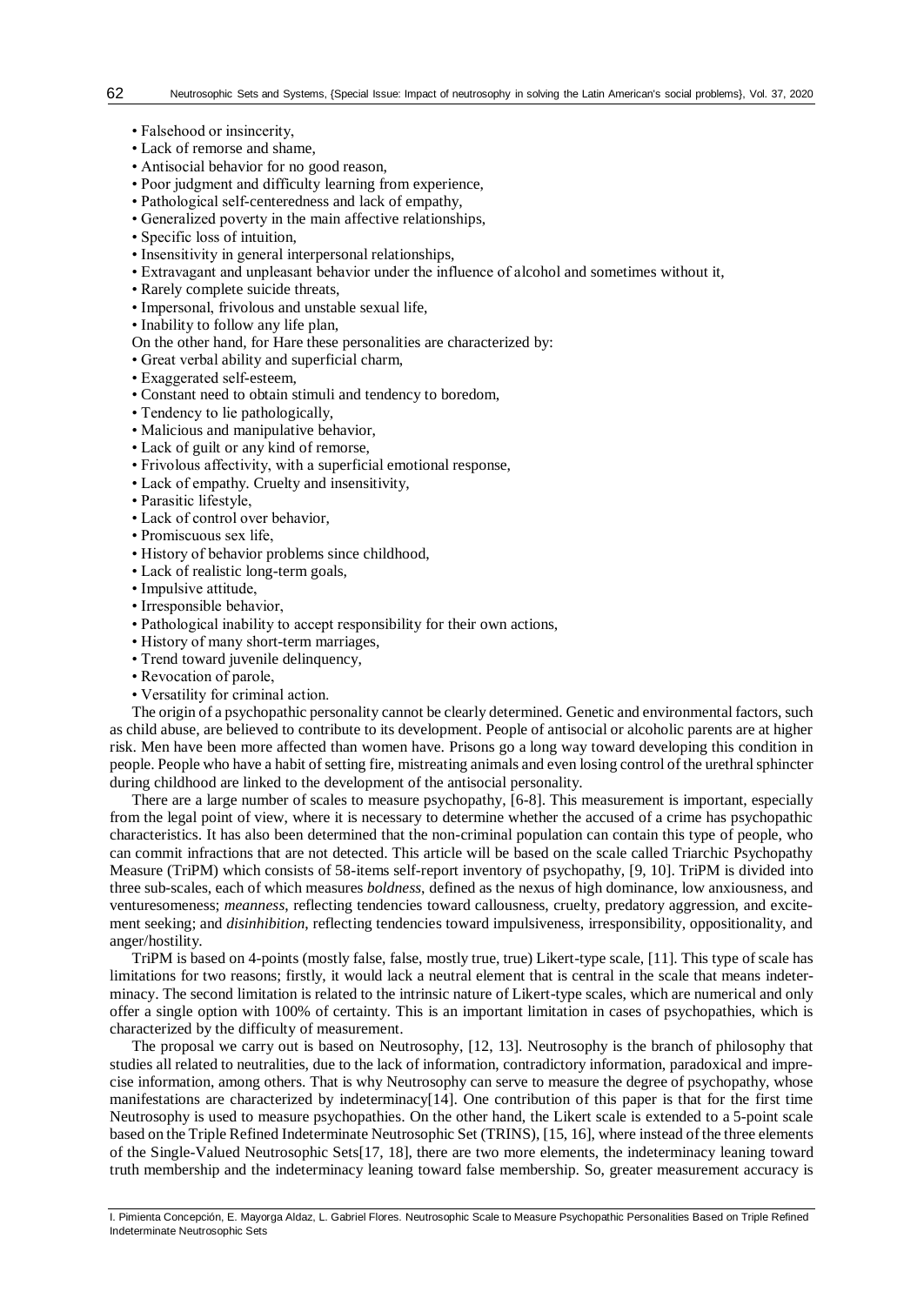- Falsehood or insincerity,
- Lack of remorse and shame,
- Antisocial behavior for no good reason,
- Poor judgment and difficulty learning from experience,
- Pathological self-centeredness and lack of empathy,
- Generalized poverty in the main affective relationships,
- Specific loss of intuition,
- Insensitivity in general interpersonal relationships,
- Extravagant and unpleasant behavior under the influence of alcohol and sometimes without it,
- Rarely complete suicide threats,
- Impersonal, frivolous and unstable sexual life,
- Inability to follow any life plan,

On the other hand, for Hare these personalities are characterized by:

- Great verbal ability and superficial charm,
- Exaggerated self-esteem,
- Constant need to obtain stimuli and tendency to boredom,
- Tendency to lie pathologically,
- Malicious and manipulative behavior,
- Lack of guilt or any kind of remorse,
- Frivolous affectivity, with a superficial emotional response,
- Lack of empathy. Cruelty and insensitivity,
- Parasitic lifestyle,
- Lack of control over behavior,
- Promiscuous sex life,
- History of behavior problems since childhood,
- Lack of realistic long-term goals,
- Impulsive attitude,
- Irresponsible behavior,
- Pathological inability to accept responsibility for their own actions,
- History of many short-term marriages,
- Trend toward juvenile delinquency,
- Revocation of parole,
- Versatility for criminal action.

The origin of a psychopathic personality cannot be clearly determined. Genetic and environmental factors, such as child abuse, are believed to contribute to its development. People of antisocial or alcoholic parents are at higher risk. Men have been more affected than women have. Prisons go a long way toward developing this condition in people. People who have a habit of setting fire, mistreating animals and even losing control of the urethral sphincter during childhood are linked to the development of the antisocial personality.

There are a large number of scales to measure psychopathy, [6-8]. This measurement is important, especially from the legal point of view, where it is necessary to determine whether the accused of a crime has psychopathic characteristics. It has also been determined that the non-criminal population can contain this type of people, who can commit infractions that are not detected. This article will be based on the scale called Triarchic Psychopathy Measure (TriPM) which consists of 58-items self-report inventory of psychopathy, [9, 10]. TriPM is divided into three sub-scales, each of which measures *boldness*, defined as the nexus of high dominance, low anxiousness, and venturesomeness; *meanness*, reflecting tendencies toward callousness, cruelty, predatory aggression, and excitement seeking; and *disinhibition*, reflecting tendencies toward impulsiveness, irresponsibility, oppositionality, and anger/hostility.

TriPM is based on 4-points (mostly false, false, mostly true, true) Likert-type scale, [11]. This type of scale has limitations for two reasons; firstly, it would lack a neutral element that is central in the scale that means indeterminacy. The second limitation is related to the intrinsic nature of Likert-type scales, which are numerical and only offer a single option with 100% of certainty. This is an important limitation in cases of psychopathies, which is characterized by the difficulty of measurement.

The proposal we carry out is based on Neutrosophy, [12, 13]. Neutrosophy is the branch of philosophy that studies all related to neutralities, due to the lack of information, contradictory information, paradoxical and imprecise information, among others. That is why Neutrosophy can serve to measure the degree of psychopathy, whose manifestations are characterized by indeterminacy[14]. One contribution of this paper is that for the first time Neutrosophy is used to measure psychopathies. On the other hand, the Likert scale is extended to a 5-point scale based on the Triple Refined Indeterminate Neutrosophic Set (TRINS), [15, 16], where instead of the three elements of the Single-Valued Neutrosophic Sets[17, 18], there are two more elements, the indeterminacy leaning toward truth membership and the indeterminacy leaning toward false membership. So, greater measurement accuracy is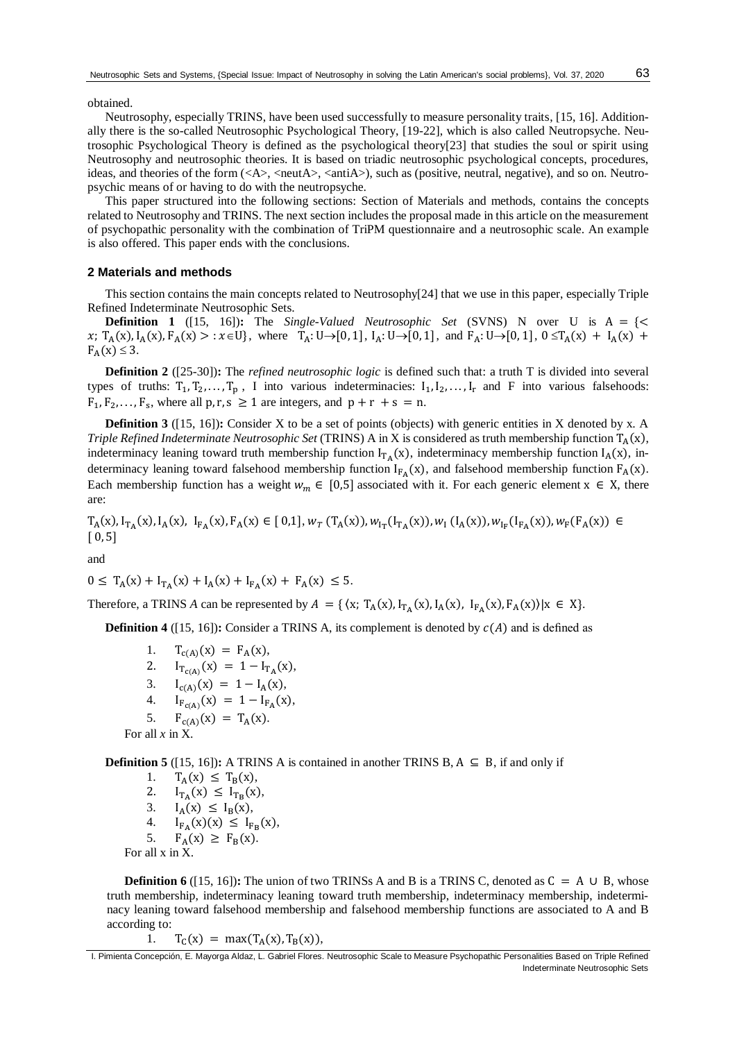obtained.

Neutrosophy, especially TRINS, have been used successfully to measure personality traits, [15, 16]. Additionally there is the so-called Neutrosophic Psychological Theory, [19-22], which is also called Neutropsyche. Neutrosophic Psychological Theory is defined as the psychological theory[23] that studies the soul or spirit using Neutrosophy and neutrosophic theories. It is based on triadic neutrosophic psychological concepts, procedures, ideas, and theories of the form (<A>, <neutA>, <antiA>), such as (positive, neutral, negative), and so on. Neutropsychic means of or having to do with the neutropsyche.

This paper structured into the following sections: Section of Materials and methods, contains the concepts related to Neutrosophy and TRINS. The next section includes the proposal made in this article on the measurement of psychopathic personality with the combination of TriPM questionnaire and a neutrosophic scale. An example is also offered. This paper ends with the conclusions.

## 2 Materials and methods

This section contains the main concepts related to Neutrosophy[24] that we use in this paper, especially Triple Refined Indeterminate Neutrosophic Sets.

**Definition 1** ([15, 16])**:** The *Single-Valued Neutrosophic Set* (SVNS) N over U is $A = \{< x;\ T_A(x), I_A(x), F_A(x) > : x \in U\}$, where $T_A: U \rightarrow [0, 1]$, $I_A: U \rightarrow [0, 1]$, and $F_A: U \rightarrow [0, 1]$, $0 \leq T_A(x) + I_A(x) + F_A(x) \leq 3$.

**Definition 2** ([25-30])**:** The *refined neutrosophic logic* is defined such that: a truth T is divided into several types of truths: $T_1, T_2, \ldots, T_p$ , I into various indeterminacies: $I_1, I_2, \ldots, I_r$ and F into various falsehoods: $F_1, F_2, \ldots, F_s$, where all $p, r, s \geq 1$ are integers, and $p + r + s = n$.

**Definition 3** ([15, 16])**:** Consider X to be a set of points (objects) with generic entities in X denoted by x. A *Triple Refined Indeterminate Neutrosophic Set* (TRINS) A in X is considered as truth membership function $T_A(x)$, indeterminacy leaning toward truth membership function $I_{T_A}(x)$, indeterminacy membership function $I_A(x)$, indeterminacy leaning toward falsehood membership function $I_{F_A}(x)$, and falsehood membership function $F_A(x)$. Each membership function has a weight $w_m \in [0,5]$ associated with it. For each generic element $x \in X$, there are:

$$T_A(x), I_{T_A}(x), I_A(x),\ I_{F_A}(x), F_A(x) \in [\,0,1], w_T\,(T_A(x)), w_{I_T}(I_{T_A}(x)), w_I\,(I_A(x)), w_{I_F}(I_{F_A}(x)), w_F(F_A(x)) \in [\,0, 5]$$

and

$$0 \leq\ T_A(x) + I_{T_A}(x) + I_A(x) + I_{F_A}(x) +\ F_A(x)\ \leq 5.$$

Therefore, a TRINS *A* can be represented by $A = \{\, \langle x;\ T_A(x), I_{T_A}(x), I_A(x),\ I_{F_A}(x), F_A(x) \rangle | x \in X\}$.

**Definition 4** ([15, 16])**:** Consider a TRINS A, its complement is denoted by $c(A)$ and is defined as

1. $T_{c(A)}(x) = F_A(x)$,
2. $I_{T_{c(A)}}(x) = 1 - I_{T_A}(x)$,
3. $I_{c(A)}(x) = 1 - I_A(x)$,
4. $I_{F_{c(A)}}(x) = 1 - I_{F_A}(x)$,
5. $F_{c(A)}(x) = T_A(x)$.

For all *x* in X.

**Definition 5** ([15, 16])**:** A TRINS A is contained in another TRINS B, $A \subseteq B$, if and only if

1. $T_A(x) \leq T_B(x)$,
2. $I_{T_A}(x) \leq I_{T_B}(x)$,
3. $I_A(x) \leq I_B(x)$,
4. $I_{F_A}(x)(x) \leq I_{F_B}(x)$,
5. $F_A(x) \geq F_B(x)$.

For all x in X.

**Definition 6** ([15, 16])**:** The union of two TRINSs A and B is a TRINS C, denoted as $C = A \cup B$, whose truth membership, indeterminacy leaning toward truth membership, indeterminacy membership, indeterminacy leaning toward falsehood membership and falsehood membership functions are associated to A and B according to:

1. $T_C(x) = \max(T_A(x), T_B(x))$,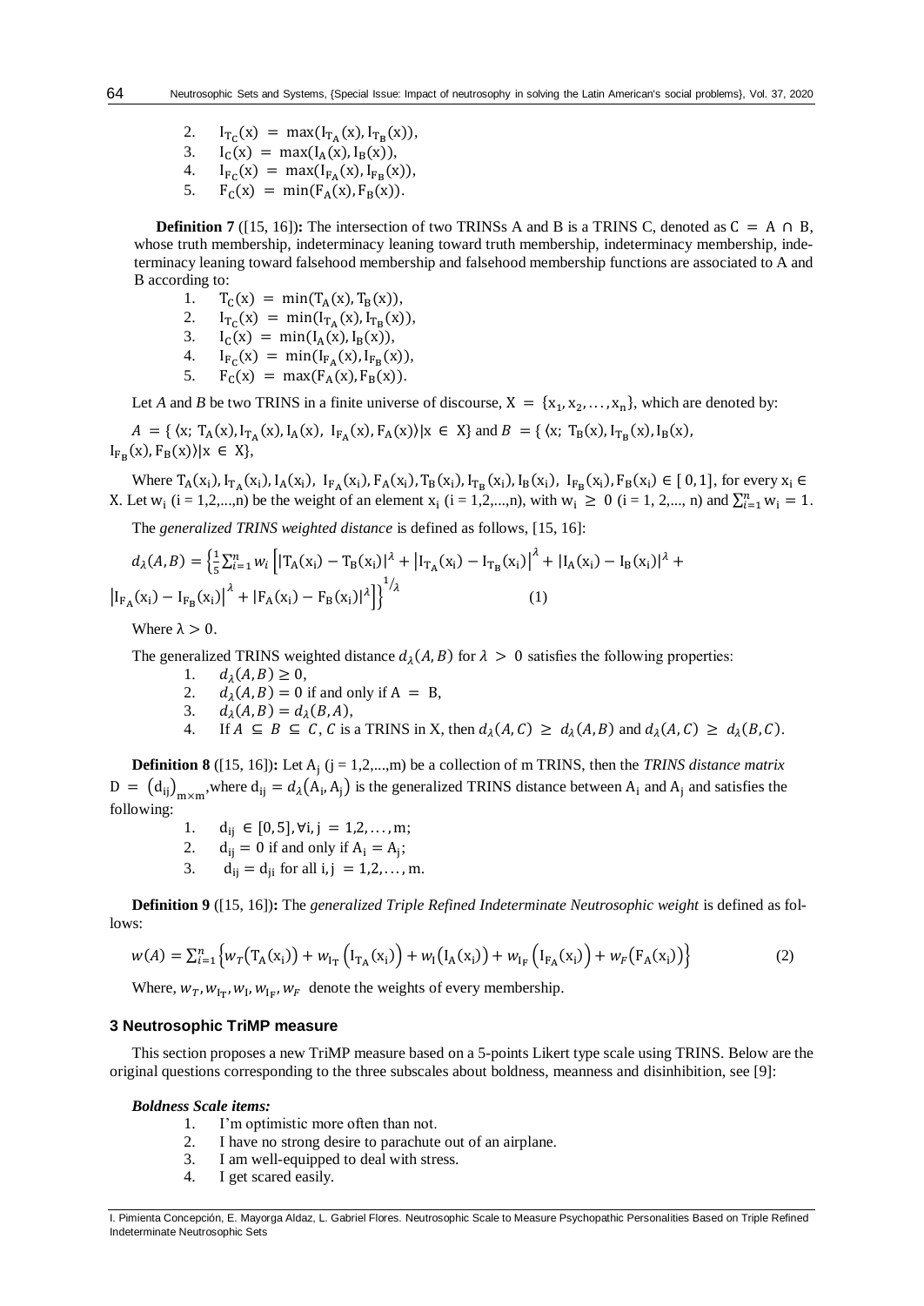2. $I_{T_C}(x) = \max(I_{T_A}(x), I_{T_B}(x))$,
3. $I_C(x) = \max(I_A(x), I_B(x))$,
4. $I_{F_C}(x) = \max(I_{F_A}(x), I_{F_B}(x))$,
5. $F_C(x) = \min(F_A(x), F_B(x))$.

**Definition 7** ([15, 16])**:** The intersection of two TRINSs A and B is a TRINS C, denoted as $C = A \cap B$, whose truth membership, indeterminacy leaning toward truth membership, indeterminacy membership, indeterminacy leaning toward falsehood membership and falsehood membership functions are associated to A and B according to:

1. $T_C(x) = \min(T_A(x), T_B(x))$,
2. $I_{T_C}(x) = \min(I_{T_A}(x), I_{T_B}(x))$,
3. $I_C(x) = \min(I_A(x), I_B(x))$,
4. $I_{F_C}(x) = \min(I_{F_A}(x), I_{F_B}(x))$,
5. $F_C(x) = \max(F_A(x), F_B(x))$.

Let *A* and *B* be two TRINS in a finite universe of discourse, $X = \{x_1, x_2, \dots, x_n\}$, which are denoted by:

$A = \{\langle x;\ T_A(x), I_{T_A}(x), I_A(x),\ I_{F_A}(x), F_A(x)\rangle | x \in X\}$ and $B = \{\langle x;\ T_B(x), I_{T_B}(x), I_B(x), I_{F_B}(x), F_B(x)\rangle | x \in X\}$,

Where $T_A(x_i), I_{T_A}(x_i), I_A(x_i),\ I_{F_A}(x_i), F_A(x_i), T_B(x_i), I_{T_B}(x_i), I_B(x_i),\ I_{F_B}(x_i), F_B(x_i) \in [0, 1]$, for every $x_i \in X$. Let $w_i$ (i = 1,2,...,n) be the weight of an element $x_i$ (i = 1,2,...,n), with $w_i \geq 0$ (i = 1, 2,..., n) and $\sum_{i=1}^{n} w_i = 1$.

The *generalized TRINS weighted distance* is defined as follows, [15, 16]:

$$d_\lambda(A, B) = \left\{\frac{1}{5}\sum_{i=1}^{n} w_i \left[|T_A(x_i) - T_B(x_i)|^\lambda + \left|I_{T_A}(x_i) - I_{T_B}(x_i)\right|^\lambda + |I_A(x_i) - I_B(x_i)|^\lambda + \left|I_{F_A}(x_i) - I_{F_B}(x_i)\right|^\lambda + |F_A(x_i) - F_B(x_i)|^\lambda\right]\right\}^{1/\lambda} \quad (1)$$

Where $\lambda > 0$.

The generalized TRINS weighted distance $d_\lambda(A, B)$ for $\lambda > 0$ satisfies the following properties:

1. $d_\lambda(A, B) \geq 0$,
2. $d_\lambda(A, B) = 0$ if and only if $A = B$,
3. $d_\lambda(A, B) = d_\lambda(B, A)$,
4. If $A \subseteq B \subseteq C$, $C$ is a TRINS in X, then $d_\lambda(A, C) \geq d_\lambda(A, B)$ and $d_\lambda(A, C) \geq d_\lambda(B, C)$.

**Definition 8** ([15, 16])**:** Let $A_j$ (j = 1,2,...,m) be a collection of m TRINS, then the *TRINS distance matrix* $D = (d_{ij})_{m \times m}$, where $d_{ij} = d_\lambda(A_i, A_j)$ is the generalized TRINS distance between $A_i$ and $A_j$ and satisfies the following:

1. $d_{ij} \in [0, 5], \forall i, j = 1,2, \dots, m$;
2. $d_{ij} = 0$ if and only if $A_i = A_j$;
3. $d_{ij} = d_{ji}$ for all $i, j = 1,2, \dots, m$.

**Definition 9** ([15, 16])**:** The *generalized Triple Refined Indeterminate Neutrosophic weight* is defined as follows:

$$w(A) = \sum_{i=1}^{n} \left\{ w_T(T_A(x_i)) + w_{I_T}\left(I_{T_A}(x_i)\right) + w_I(I_A(x_i)) + w_{I_F}\left(I_{F_A}(x_i)\right) + w_F(F_A(x_i)) \right\} \quad (2)$$

Where, $w_T, w_{I_T}, w_I, w_{I_F}, w_F$ denote the weights of every membership.

### 3 Neutrosophic TriMP measure

This section proposes a new TriMP measure based on a 5-points Likert type scale using TRINS. Below are the original questions corresponding to the three subscales about boldness, meanness and disinhibition, see [9]:

***Boldness Scale items:***

1. I'm optimistic more often than not.
2. I have no strong desire to parachute out of an airplane.
3. I am well-equipped to deal with stress.
4. I get scared easily.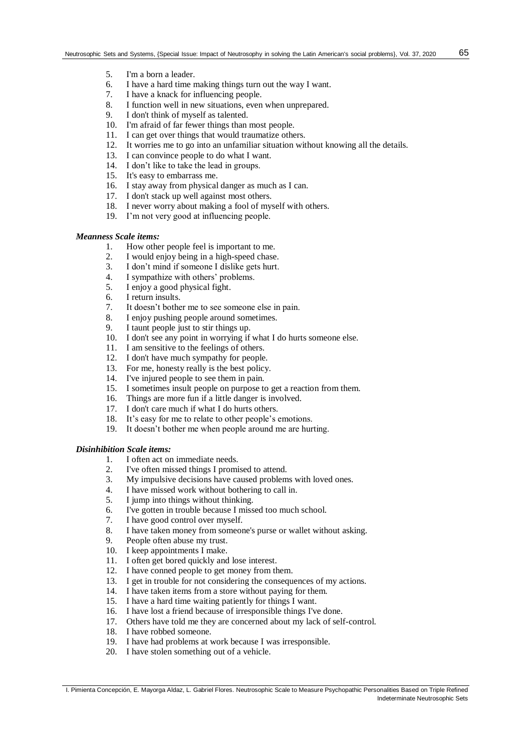5. I'm a born a leader.
6. I have a hard time making things turn out the way I want.
7. I have a knack for influencing people.
8. I function well in new situations, even when unprepared.
9. I don't think of myself as talented.
10. I'm afraid of far fewer things than most people.
11. I can get over things that would traumatize others.
12. It worries me to go into an unfamiliar situation without knowing all the details.
13. I can convince people to do what I want.
14. I don't like to take the lead in groups.
15. It's easy to embarrass me.
16. I stay away from physical danger as much as I can.
17. I don't stack up well against most others.
18. I never worry about making a fool of myself with others.
19. I'm not very good at influencing people.

***Meanness Scale items:***

1. How other people feel is important to me.
2. I would enjoy being in a high-speed chase.
3. I don't mind if someone I dislike gets hurt.
4. I sympathize with others' problems.
5. I enjoy a good physical fight.
6. I return insults.
7. It doesn't bother me to see someone else in pain.
8. I enjoy pushing people around sometimes.
9. I taunt people just to stir things up.
10. I don't see any point in worrying if what I do hurts someone else.
11. I am sensitive to the feelings of others.
12. I don't have much sympathy for people.
13. For me, honesty really is the best policy.
14. I've injured people to see them in pain.
15. I sometimes insult people on purpose to get a reaction from them.
16. Things are more fun if a little danger is involved.
17. I don't care much if what I do hurts others.
18. It's easy for me to relate to other people's emotions.
19. It doesn't bother me when people around me are hurting.

***Disinhibition Scale items:***

1. I often act on immediate needs.
2. I've often missed things I promised to attend.
3. My impulsive decisions have caused problems with loved ones.
4. I have missed work without bothering to call in.
5. I jump into things without thinking.
6. I've gotten in trouble because I missed too much school.
7. I have good control over myself.
8. I have taken money from someone's purse or wallet without asking.
9. People often abuse my trust.
10. I keep appointments I make.
11. I often get bored quickly and lose interest.
12. I have conned people to get money from them.
13. I get in trouble for not considering the consequences of my actions.
14. I have taken items from a store without paying for them.
15. I have a hard time waiting patiently for things I want.
16. I have lost a friend because of irresponsible things I've done.
17. Others have told me they are concerned about my lack of self-control.
18. I have robbed someone.
19. I have had problems at work because I was irresponsible.
20. I have stolen something out of a vehicle.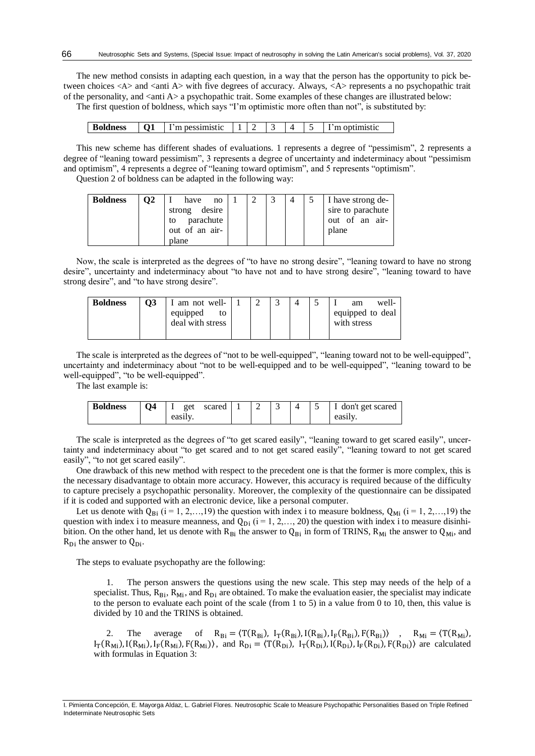The new method consists in adapting each question, in a way that the person has the opportunity to pick between choices <A> and <anti A> with five degrees of accuracy. Always, <A> represents a no psychopathic trait of the personality, and <anti A> a psychopathic trait. Some examples of these changes are illustrated below:

The first question of boldness, which says "I'm optimistic more often than not", is substituted by:

| Boldness | Q1 | I'm pessimistic | 1 | 2 | 3 | 4 | 5 | I'm optimistic |
|---|---|---|---|---|---|---|---|---|

This new scheme has different shades of evaluations. 1 represents a degree of "pessimism", 2 represents a degree of "leaning toward pessimism", 3 represents a degree of uncertainty and indeterminacy about "pessimism and optimism", 4 represents a degree of "leaning toward optimism", and 5 represents "optimism".

Question 2 of boldness can be adapted in the following way:

| Boldness | Q2 | I have no strong desire to parachute out of an airplane | 1 | 2 | 3 | 4 | 5 | I have strong desire to parachute out of an airplane |
|---|---|---|---|---|---|---|---|---|

Now, the scale is interpreted as the degrees of "to have no strong desire", "leaning toward to have no strong desire", uncertainty and indeterminacy about "to have not and to have strong desire", "leaning toward to have strong desire", and "to have strong desire".

| Boldness | Q3 | I am not well-equipped to deal with stress | 1 | 2 | 3 | 4 | 5 | I am well-equipped to deal with stress |
|---|---|---|---|---|---|---|---|---|

The scale is interpreted as the degrees of "not to be well-equipped", "leaning toward not to be well-equipped", uncertainty and indeterminacy about "not to be well-equipped and to be well-equipped", "leaning toward to be well-equipped", "to be well-equipped".

The last example is:

| Boldness | Q4 | I get scared easily. | 1 | 2 | 3 | 4 | 5 | I don't get scared easily. |
|---|---|---|---|---|---|---|---|---|

The scale is interpreted as the degrees of "to get scared easily", "leaning toward to get scared easily", uncertainty and indeterminacy about "to get scared and to not get scared easily", "leaning toward to not get scared easily", "to not get scared easily".

One drawback of this new method with respect to the precedent one is that the former is more complex, this is the necessary disadvantage to obtain more accuracy. However, this accuracy is required because of the difficulty to capture precisely a psychopathic personality. Moreover, the complexity of the questionnaire can be dissipated if it is coded and supported with an electronic device, like a personal computer.

Let us denote with $Q_{Bi}$ ($i = 1, 2,\ldots,19$) the question with index i to measure boldness, $Q_{Mi}$ ($i = 1, 2,\ldots,19$) the question with index i to measure meanness, and $Q_{Di}$ ($i = 1, 2,\ldots, 20$) the question with index i to measure disinhibition. On the other hand, let us denote with $R_{Bi}$ the answer to $Q_{Bi}$ in form of TRINS, $R_{Mi}$ the answer to $Q_{Mi}$, and $R_{Di}$ the answer to $Q_{Di}$.

The steps to evaluate psychopathy are the following:

1. The person answers the questions using the new scale. This step may needs of the help of a specialist. Thus, $R_{Bi}$, $R_{Mi}$, and $R_{Di}$ are obtained. To make the evaluation easier, the specialist may indicate to the person to evaluate each point of the scale (from 1 to 5) in a value from 0 to 10, then, this value is divided by 10 and the TRINS is obtained.

2. The average of $R_{Bi} = \langle T(R_{Bi}),\ I_T(R_{Bi}), I(R_{Bi}), I_F(R_{Bi}), F(R_{Bi})\rangle$, $R_{Mi} = \langle T(R_{Mi}), I_T(R_{Mi}), I(R_{Mi}), I_F(R_{Mi}), F(R_{Mi})\rangle$, and $R_{Di} = \langle T(R_{Di}),\ I_T(R_{Di}), I(R_{Di}), I_F(R_{Di}), F(R_{Di})\rangle$ are calculated with formulas in Equation 3: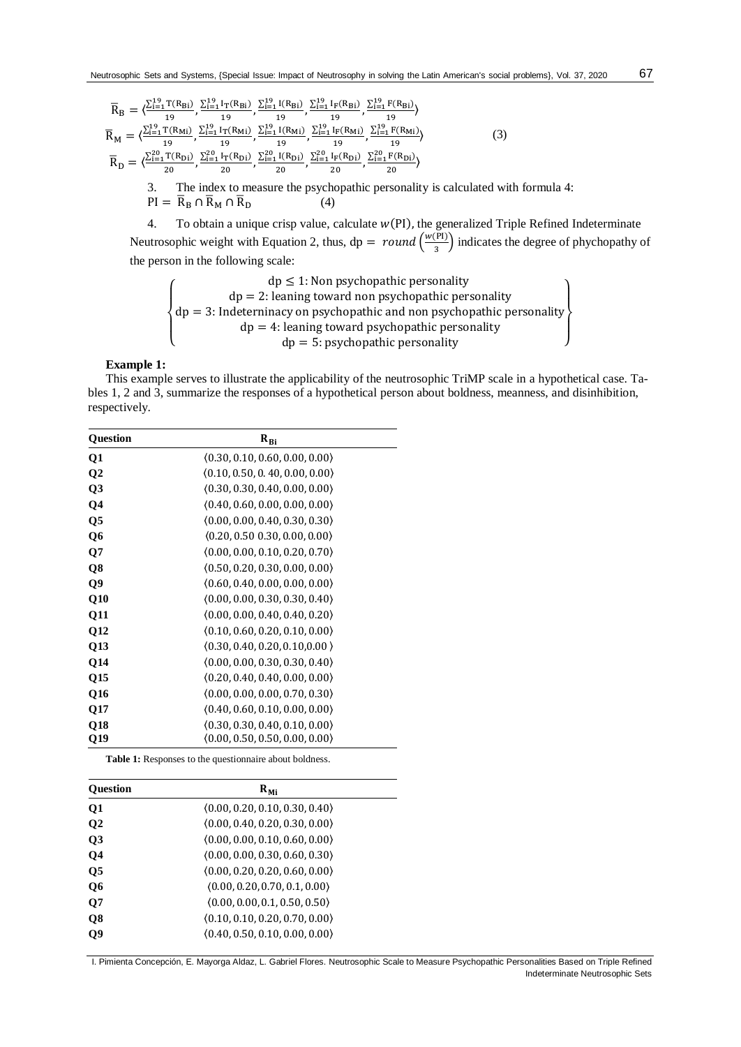$$\bar{R}_B = \langle \frac{\sum_{i=1}^{19} T(R_{Bi})}{19}, \frac{\sum_{i=1}^{19} I_T(R_{Bi})}{19}, \frac{\sum_{i=1}^{19} I(R_{Bi})}{19}, \frac{\sum_{i=1}^{19} I_F(R_{Bi})}{19}, \frac{\sum_{i=1}^{19} F(R_{Bi})}{19} \rangle$$
$$\bar{R}_M = \langle \frac{\sum_{i=1}^{19} T(R_{Mi})}{19}, \frac{\sum_{i=1}^{19} I_T(R_{Mi})}{19}, \frac{\sum_{i=1}^{19} I(R_{Mi})}{19}, \frac{\sum_{i=1}^{19} I_F(R_{Mi})}{19}, \frac{\sum_{i=1}^{19} F(R_{Mi})}{19} \rangle \quad (3)$$
$$\bar{R}_D = \langle \frac{\sum_{i=1}^{20} T(R_{Di})}{20}, \frac{\sum_{i=1}^{20} I_T(R_{Di})}{20}, \frac{\sum_{i=1}^{20} I(R_{Di})}{20}, \frac{\sum_{i=1}^{20} I_F(R_{Di})}{20}, \frac{\sum_{i=1}^{20} F(R_{Di})}{20} \rangle$$

3. The index to measure the psychopathic personality is calculated with formula 4:

$$PI = \bar{R}_B \cap \bar{R}_M \cap \bar{R}_D \quad (4)$$

4. To obtain a unique crisp value, calculate $w(\mathrm{PI})$, the generalized Triple Refined Indeterminate Neutrosophic weight with Equation 2, thus, $\mathrm{dp} = round\left(\frac{w(\mathrm{PI})}{3}\right)$ indicates the degree of phychopathy of the person in the following scale:

$$\left\{\begin{array}{c} \mathrm{dp} \leq 1\text{: Non psychopathic personality} \\ \mathrm{dp} = 2\text{: leaning toward non psychopathic personality} \\ \mathrm{dp} = 3\text{: Indeterninacy on psychopathic and non psychopathic personality} \\ \mathrm{dp} = 4\text{: leaning toward psychopathic personality} \\ \mathrm{dp} = 5\text{: psychopathic personality} \end{array}\right\}$$

**Example 1:**

This example serves to illustrate the applicability of the neutrosophic TriMP scale in a hypothetical case. Tables 1, 2 and 3, summarize the responses of a hypothetical person about boldness, meanness, and disinhibition, respectively.

| Question | $R_{Bi}$ |
|---|---|
| Q1 | $\langle 0.30, 0.10, 0.60, 0.00, 0.00 \rangle$ |
| Q2 | $\langle 0.10, 0.50, 0.40, 0.00, 0.00 \rangle$ |
| Q3 | $\langle 0.30, 0.30, 0.40, 0.00, 0.00 \rangle$ |
| Q4 | $\langle 0.40, 0.60, 0.00, 0.00, 0.00 \rangle$ |
| Q5 | $\langle 0.00, 0.00, 0.40, 0.30, 0.30 \rangle$ |
| Q6 | $\langle 0.20, 0.50\ 0.30, 0.00, 0.00 \rangle$ |
| Q7 | $\langle 0.00, 0.00, 0.10, 0.20, 0.70 \rangle$ |
| Q8 | $\langle 0.50, 0.20, 0.30, 0.00, 0.00 \rangle$ |
| Q9 | $\langle 0.60, 0.40, 0.00, 0.00, 0.00 \rangle$ |
| Q10 | $\langle 0.00, 0.00, 0.30, 0.30, 0.40 \rangle$ |
| Q11 | $\langle 0.00, 0.00, 0.40, 0.40, 0.20 \rangle$ |
| Q12 | $\langle 0.10, 0.60, 0.20, 0.10, 0.00 \rangle$ |
| Q13 | $\langle 0.30, 0.40, 0.20, 0.10, 0.00 \rangle$ |
| Q14 | $\langle 0.00, 0.00, 0.30, 0.30, 0.40 \rangle$ |
| Q15 | $\langle 0.20, 0.40, 0.40, 0.00, 0.00 \rangle$ |
| Q16 | $\langle 0.00, 0.00, 0.00, 0.70, 0.30 \rangle$ |
| Q17 | $\langle 0.40, 0.60, 0.10, 0.00, 0.00 \rangle$ |
| Q18 | $\langle 0.30, 0.30, 0.40, 0.10, 0.00 \rangle$ |
| Q19 | $\langle 0.00, 0.50, 0.50, 0.00, 0.00 \rangle$ |

**Table 1:** Responses to the questionnaire about boldness.

| Question | $R_{Mi}$ |
|---|---|
| Q1 | $\langle 0.00, 0.20, 0.10, 0.30, 0.40 \rangle$ |
| Q2 | $\langle 0.00, 0.40, 0.20, 0.30, 0.00 \rangle$ |
| Q3 | $\langle 0.00, 0.00, 0.10, 0.60, 0.00 \rangle$ |
| Q4 | $\langle 0.00, 0.00, 0.30, 0.60, 0.30 \rangle$ |
| Q5 | $\langle 0.00, 0.20, 0.20, 0.60, 0.00 \rangle$ |
| Q6 | $\langle 0.00, 0.20, 0.70, 0.1, 0.00 \rangle$ |
| Q7 | $\langle 0.00, 0.00, 0.1, 0.50, 0.50 \rangle$ |
| Q8 | $\langle 0.10, 0.10, 0.20, 0.70, 0.00 \rangle$ |
| Q9 | $\langle 0.40, 0.50, 0.10, 0.00, 0.00 \rangle$ |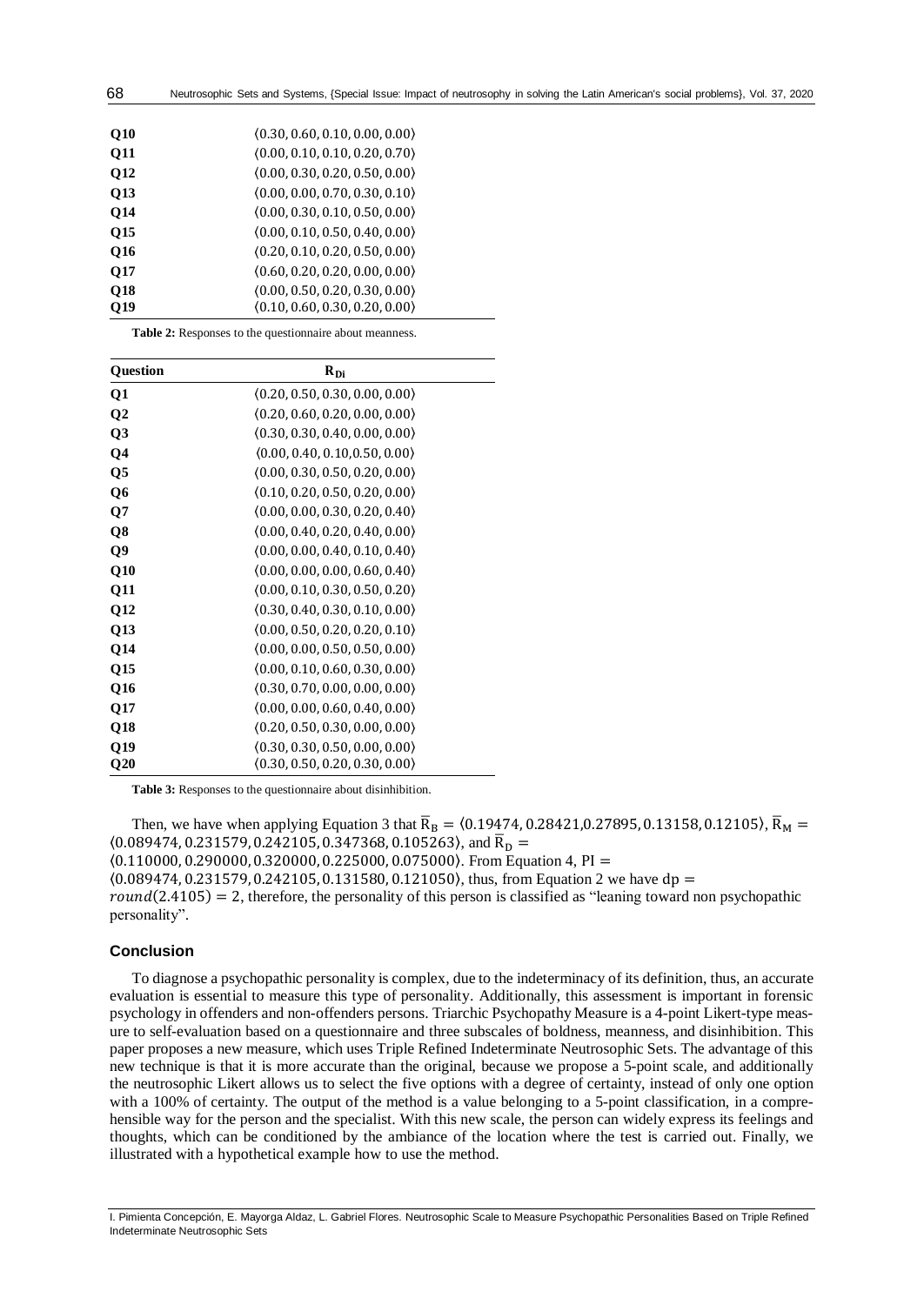| | |
|---|---|
| **Q10** | $\langle 0.30, 0.60, 0.10, 0.00, 0.00\rangle$ |
| **Q11** | $\langle 0.00, 0.10, 0.10, 0.20, 0.70\rangle$ |
| **Q12** | $\langle 0.00, 0.30, 0.20, 0.50, 0.00\rangle$ |
| **Q13** | $\langle 0.00, 0.00, 0.70, 0.30, 0.10\rangle$ |
| **Q14** | $\langle 0.00, 0.30, 0.10, 0.50, 0.00\rangle$ |
| **Q15** | $\langle 0.00, 0.10, 0.50, 0.40, 0.00\rangle$ |
| **Q16** | $\langle 0.20, 0.10, 0.20, 0.50, 0.00\rangle$ |
| **Q17** | $\langle 0.60, 0.20, 0.20, 0.00, 0.00\rangle$ |
| **Q18** | $\langle 0.00, 0.50, 0.20, 0.30, 0.00\rangle$ |
| **Q19** | $\langle 0.10, 0.60, 0.30, 0.20, 0.00\rangle$ |

**Table 2:** Responses to the questionnaire about meanness.

| Question | $R_{Di}$ |
|---|---|
| **Q1** | $\langle 0.20, 0.50, 0.30, 0.00, 0.00\rangle$ |
| **Q2** | $\langle 0.20, 0.60, 0.20, 0.00, 0.00\rangle$ |
| **Q3** | $\langle 0.30, 0.30, 0.40, 0.00, 0.00\rangle$ |
| **Q4** | $\langle 0.00, 0.40, 0.10, 0.50, 0.00\rangle$ |
| **Q5** | $\langle 0.00, 0.30, 0.50, 0.20, 0.00\rangle$ |
| **Q6** | $\langle 0.10, 0.20, 0.50, 0.20, 0.00\rangle$ |
| **Q7** | $\langle 0.00, 0.00, 0.30, 0.20, 0.40\rangle$ |
| **Q8** | $\langle 0.00, 0.40, 0.20, 0.40, 0.00\rangle$ |
| **Q9** | $\langle 0.00, 0.00, 0.40, 0.10, 0.40\rangle$ |
| **Q10** | $\langle 0.00, 0.00, 0.00, 0.60, 0.40\rangle$ |
| **Q11** | $\langle 0.00, 0.10, 0.30, 0.50, 0.20\rangle$ |
| **Q12** | $\langle 0.30, 0.40, 0.30, 0.10, 0.00\rangle$ |
| **Q13** | $\langle 0.00, 0.50, 0.20, 0.20, 0.10\rangle$ |
| **Q14** | $\langle 0.00, 0.00, 0.50, 0.50, 0.00\rangle$ |
| **Q15** | $\langle 0.00, 0.10, 0.60, 0.30, 0.00\rangle$ |
| **Q16** | $\langle 0.30, 0.70, 0.00, 0.00, 0.00\rangle$ |
| **Q17** | $\langle 0.00, 0.00, 0.60, 0.40, 0.00\rangle$ |
| **Q18** | $\langle 0.20, 0.50, 0.30, 0.00, 0.00\rangle$ |
| **Q19** | $\langle 0.30, 0.30, 0.50, 0.00, 0.00\rangle$ |
| **Q20** | $\langle 0.30, 0.50, 0.20, 0.30, 0.00\rangle$ |

**Table 3:** Responses to the questionnaire about disinhibition.

Then, we have when applying Equation 3 that $\overline{R}_B = \langle 0.19474, 0.28421, 0.27895, 0.13158, 0.12105\rangle$, $\overline{R}_M = \langle 0.089474, 0.231579, 0.242105, 0.347368, 0.105263\rangle$, and $\overline{R}_D = \langle 0.110000, 0.290000, 0.320000, 0.225000, 0.075000\rangle$. From Equation 4, $PI = \langle 0.089474, 0.231579, 0.242105, 0.131580, 0.121050\rangle$, thus, from Equation 2 we have $dp = round(2.4105) = 2$, therefore, the personality of this person is classified as "leaning toward non psychopathic personality".

## Conclusion

To diagnose a psychopathic personality is complex, due to the indeterminacy of its definition, thus, an accurate evaluation is essential to measure this type of personality. Additionally, this assessment is important in forensic psychology in offenders and non-offenders persons. Triarchic Psychopathy Measure is a 4-point Likert-type measure to self-evaluation based on a questionnaire and three subscales of boldness, meanness, and disinhibition. This paper proposes a new measure, which uses Triple Refined Indeterminate Neutrosophic Sets. The advantage of this new technique is that it is more accurate than the original, because we propose a 5-point scale, and additionally the neutrosophic Likert allows us to select the five options with a degree of certainty, instead of only one option with a 100% of certainty. The output of the method is a value belonging to a 5-point classification, in a comprehensible way for the person and the specialist. With this new scale, the person can widely express its feelings and thoughts, which can be conditioned by the ambiance of the location where the test is carried out. Finally, we illustrated with a hypothetical example how to use the method.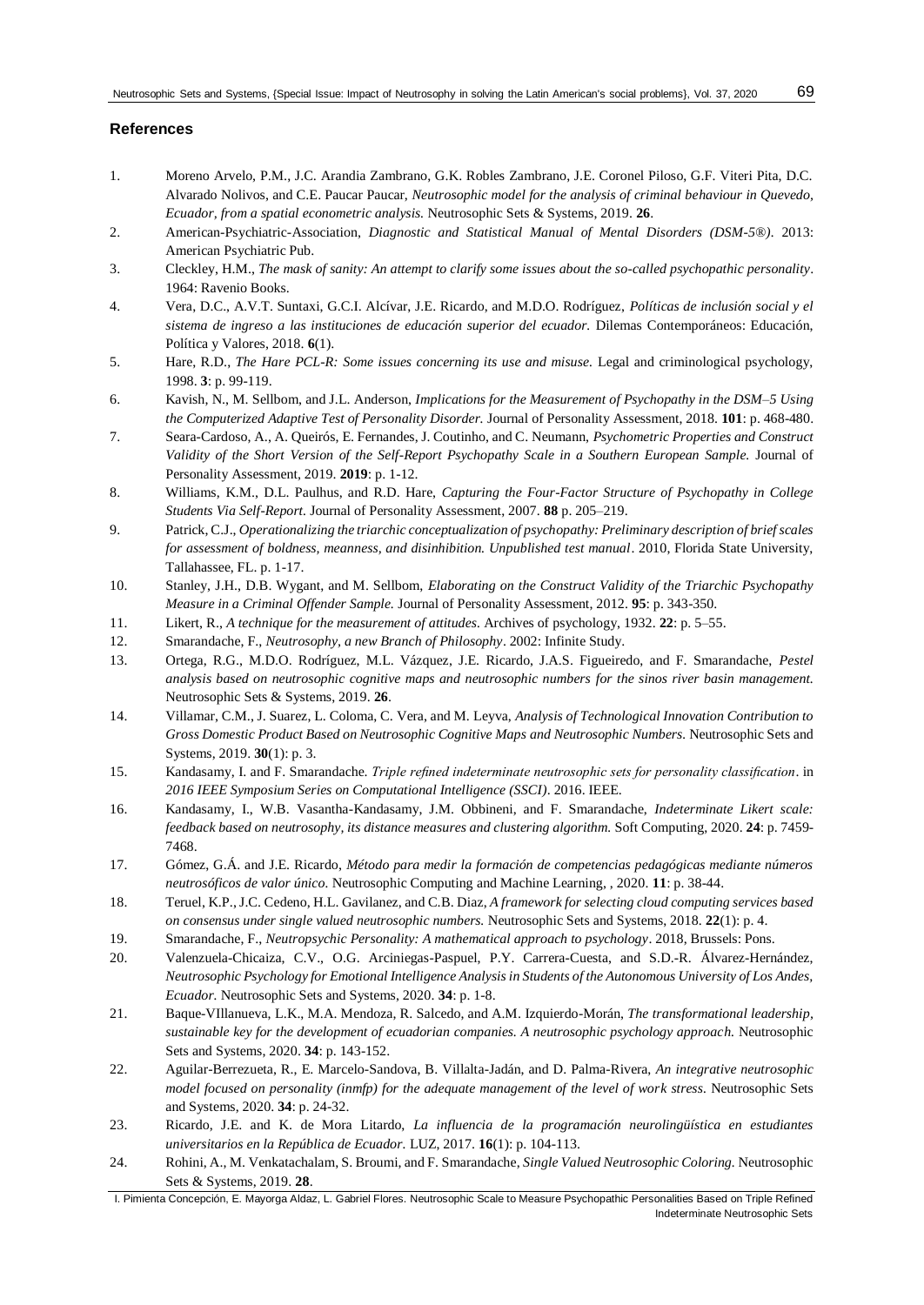## References

1. Moreno Arvelo, P.M., J.C. Arandia Zambrano, G.K. Robles Zambrano, J.E. Coronel Piloso, G.F. Viteri Pita, D.C. Alvarado Nolivos, and C.E. Paucar Paucar, *Neutrosophic model for the analysis of criminal behaviour in Quevedo, Ecuador, from a spatial econometric analysis.* Neutrosophic Sets & Systems, 2019. **26**.
2. American-Psychiatric-Association, *Diagnostic and Statistical Manual of Mental Disorders (DSM-5®).* 2013: American Psychiatric Pub.
3. Cleckley, H.M., *The mask of sanity: An attempt to clarify some issues about the so-called psychopathic personality*. 1964: Ravenio Books.
4. Vera, D.C., A.V.T. Suntaxi, G.C.I. Alcívar, J.E. Ricardo, and M.D.O. Rodríguez, *Políticas de inclusión social y el sistema de ingreso a las instituciones de educación superior del ecuador.* Dilemas Contemporáneos: Educación, Política y Valores, 2018. **6**(1).
5. Hare, R.D., *The Hare PCL-R: Some issues concerning its use and misuse.* Legal and criminological psychology, 1998. **3**: p. 99-119.
6. Kavish, N., M. Sellbom, and J.L. Anderson, *Implications for the Measurement of Psychopathy in the DSM–5 Using the Computerized Adaptive Test of Personality Disorder.* Journal of Personality Assessment, 2018. **101**: p. 468-480.
7. Seara-Cardoso, A., A. Queirós, E. Fernandes, J. Coutinho, and C. Neumann, *Psychometric Properties and Construct Validity of the Short Version of the Self-Report Psychopathy Scale in a Southern European Sample.* Journal of Personality Assessment, 2019. **2019**: p. 1-12.
8. Williams, K.M., D.L. Paulhus, and R.D. Hare, *Capturing the Four-Factor Structure of Psychopathy in College Students Via Self-Report*. Journal of Personality Assessment, 2007. **88** p. 205–219.
9. Patrick, C.J., *Operationalizing the triarchic conceptualization of psychopathy: Preliminary description of brief scales for assessment of boldness, meanness, and disinhibition. Unpublished test manual*. 2010, Florida State University, Tallahassee, FL. p. 1-17.
10. Stanley, J.H., D.B. Wygant, and M. Sellbom, *Elaborating on the Construct Validity of the Triarchic Psychopathy Measure in a Criminal Offender Sample.* Journal of Personality Assessment, 2012. **95**: p. 343-350.
11. Likert, R., *A technique for the measurement of attitudes.* Archives of psychology, 1932. **22**: p. 5–55.
12. Smarandache, F., *Neutrosophy, a new Branch of Philosophy*. 2002: Infinite Study.
13. Ortega, R.G., M.D.O. Rodríguez, M.L. Vázquez, J.E. Ricardo, J.A.S. Figueiredo, and F. Smarandache, *Pestel analysis based on neutrosophic cognitive maps and neutrosophic numbers for the sinos river basin management.* Neutrosophic Sets & Systems, 2019. **26**.
14. Villamar, C.M., J. Suarez, L. Coloma, C. Vera, and M. Leyva, *Analysis of Technological Innovation Contribution to Gross Domestic Product Based on Neutrosophic Cognitive Maps and Neutrosophic Numbers.* Neutrosophic Sets and Systems, 2019. **30**(1): p. 3.
15. Kandasamy, I. and F. Smarandache. *Triple refined indeterminate neutrosophic sets for personality classification*. in *2016 IEEE Symposium Series on Computational Intelligence (SSCI)*. 2016. IEEE.
16. Kandasamy, I., W.B. Vasantha-Kandasamy, J.M. Obbineni, and F. Smarandache, *Indeterminate Likert scale: feedback based on neutrosophy, its distance measures and clustering algorithm.* Soft Computing, 2020. **24**: p. 7459-7468.
17. Gómez, G.Á. and J.E. Ricardo, *Método para medir la formación de competencias pedagógicas mediante números neutrosóficos de valor único.* Neutrosophic Computing and Machine Learning, , 2020. **11**: p. 38-44.
18. Teruel, K.P., J.C. Cedeno, H.L. Gavilanez, and C.B. Diaz, *A framework for selecting cloud computing services based on consensus under single valued neutrosophic numbers.* Neutrosophic Sets and Systems, 2018. **22**(1): p. 4.
19. Smarandache, F., *Neutropsychic Personality: A mathematical approach to psychology*. 2018, Brussels: Pons.
20. Valenzuela-Chicaiza, C.V., O.G. Arciniegas-Paspuel, P.Y. Carrera-Cuesta, and S.D.-R. Álvarez-Hernández, *Neutrosophic Psychology for Emotional Intelligence Analysis in Students of the Autonomous University of Los Andes, Ecuador.* Neutrosophic Sets and Systems, 2020. **34**: p. 1-8.
21. Baque-VIllanueva, L.K., M.A. Mendoza, R. Salcedo, and A.M. Izquierdo-Morán, *The transformational leadership, sustainable key for the development of ecuadorian companies. A neutrosophic psychology approach.* Neutrosophic Sets and Systems, 2020. **34**: p. 143-152.
22. Aguilar-Berrezueta, R., E. Marcelo-Sandova, B. Villalta-Jadán, and D. Palma-Rivera, *An integrative neutrosophic model focused on personality (inmfp) for the adequate management of the level of work stress.* Neutrosophic Sets and Systems, 2020. **34**: p. 24-32.
23. Ricardo, J.E. and K. de Mora Litardo, *La influencia de la programación neurolingüística en estudiantes universitarios en la República de Ecuador.* LUZ, 2017. **16**(1): p. 104-113.
24. Rohini, A., M. Venkatachalam, S. Broumi, and F. Smarandache, *Single Valued Neutrosophic Coloring.* Neutrosophic Sets & Systems, 2019. **28**.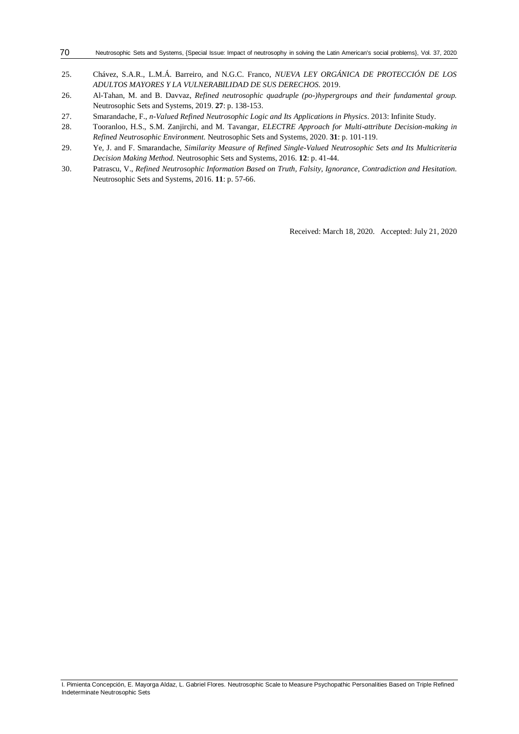25. Chávez, S.A.R., L.M.Á. Barreiro, and N.G.C. Franco, *NUEVA LEY ORGÁNICA DE PROTECCIÓN DE LOS ADULTOS MAYORES Y LA VULNERABILIDAD DE SUS DERECHOS*. 2019.
26. Al-Tahan, M. and B. Davvaz, *Refined neutrosophic quadruple (po-)hypergroups and their fundamental group.* Neutrosophic Sets and Systems, 2019. **27**: p. 138-153.
27. Smarandache, F., *n-Valued Refined Neutrosophic Logic and Its Applications in Physics*. 2013: Infinite Study.
28. Tooranloo, H.S., S.M. Zanjirchi, and M. Tavangar, *ELECTRE Approach for Multi-attribute Decision-making in Refined Neutrosophic Environment.* Neutrosophic Sets and Systems, 2020. **31**: p. 101-119.
29. Ye, J. and F. Smarandache, *Similarity Measure of Refined Single-Valued Neutrosophic Sets and Its Multicriteria Decision Making Method.* Neutrosophic Sets and Systems, 2016. **12**: p. 41-44.
30. Patrascu, V., *Refined Neutrosophic Information Based on Truth, Falsity, Ignorance, Contradiction and Hesitation.* Neutrosophic Sets and Systems, 2016. **11**: p. 57-66.

Received: March 18, 2020. Accepted: July 21, 2020